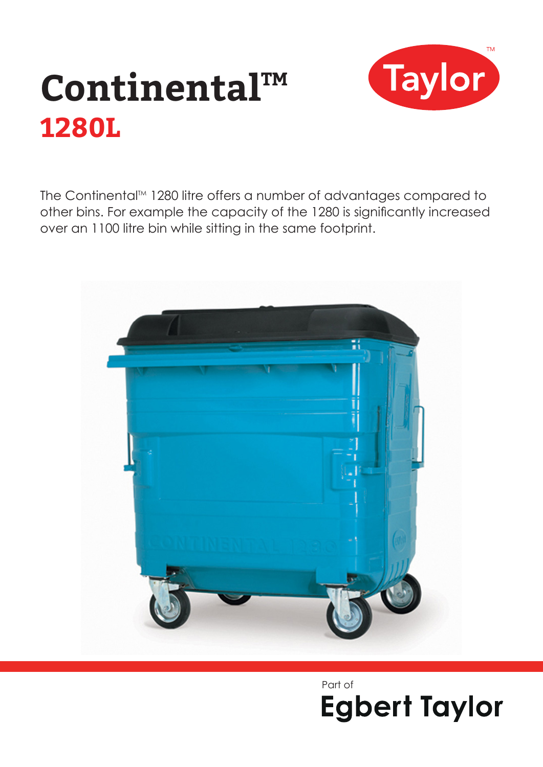# Continental™

## 1280L

Taylor™

The Continental™ 1280 litre offers a number of advantages compared to other bins. For example the capacity of the 1280 is significantly increased over an 1100 litre bin while sitting in the same footprint.

Part of

**Egbert Taylor**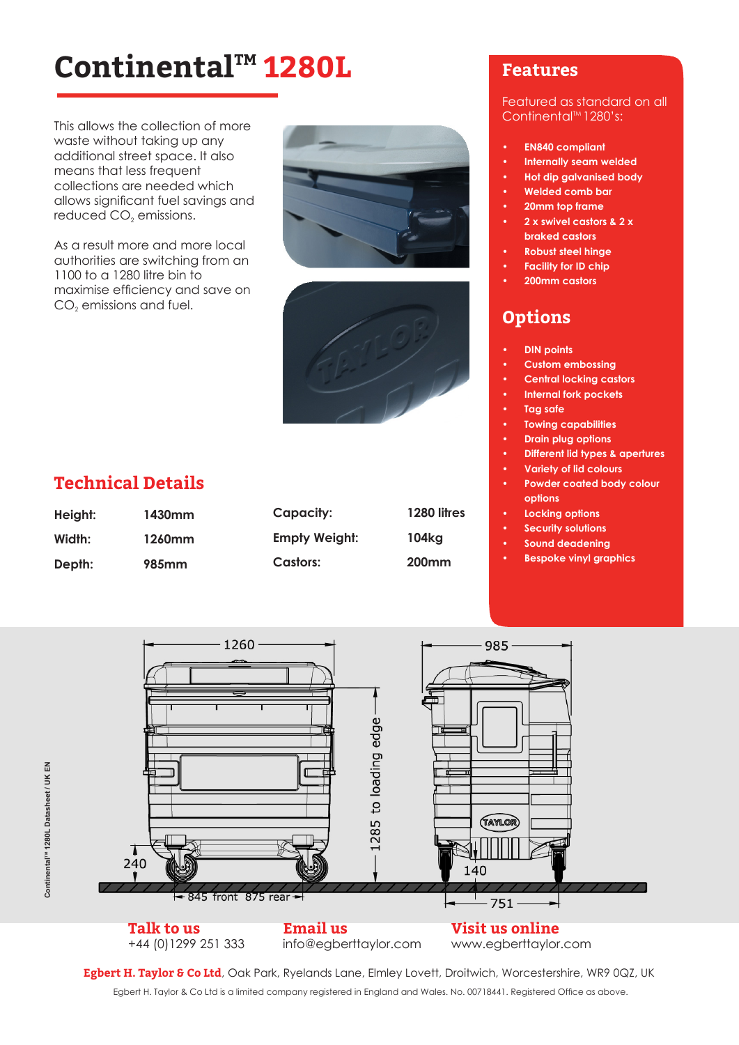# Continental™ 1280L

This allows the collection of more waste without taking up any additional street space. It also means that less frequent collections are needed which allows significant fuel savings and reduced $CO_2$ emissions.

As a result more and more local authorities are switching from an 1100 to a 1280 litre bin to maximise efficiency and save on $CO_2$ emissions and fuel.

## Features

Featured as standard on all Continental™ 1280's:

- **EN840 compliant**
- **Internally seam welded**
- **Hot dip galvanised body**
- **Welded comb bar**
- **20mm top frame**
- **2 x swivel castors & 2 x braked castors**
- **Robust steel hinge**
- **Facility for ID chip**
- **200mm castors**

## Options

- **DIN points**
- **Custom embossing**
- **Central locking castors**
- **Internal fork pockets**
- **Tag safe**
- **Towing capabilities**
- **Drain plug options**
- **Different lid types & apertures**
- **Variety of lid colours**
- **Powder coated body colour options**
- **Locking options**
- **Security solutions**
- **Sound deadening**
- **Bespoke vinyl graphics**

## Technical Details

| | | | |
|---|---|---|---|
| **Height:** | **1430mm** | **Capacity:** | **1280 litres** |
| **Width:** | **1260mm** | **Empty Weight:** | **104kg** |
| **Depth:** | **985mm** | **Castors:** | **200mm** |

1260
1285 to loading edge
240
845 front 875 rear
985
140
751

**Talk to us**
+44 (0)1299 251 333

**Email us**
info@egberttaylor.com

**Visit us online**
www.egberttaylor.com

**Egbert H. Taylor & Co Ltd**, Oak Park, Ryelands Lane, Elmley Lovett, Droitwich, Worcestershire, WR9 0QZ, UK

Egbert H. Taylor & Co Ltd is a limited company registered in England and Wales. No. 00718441. Registered Office as above.

Continental™ 1280L Datasheet / UK EN